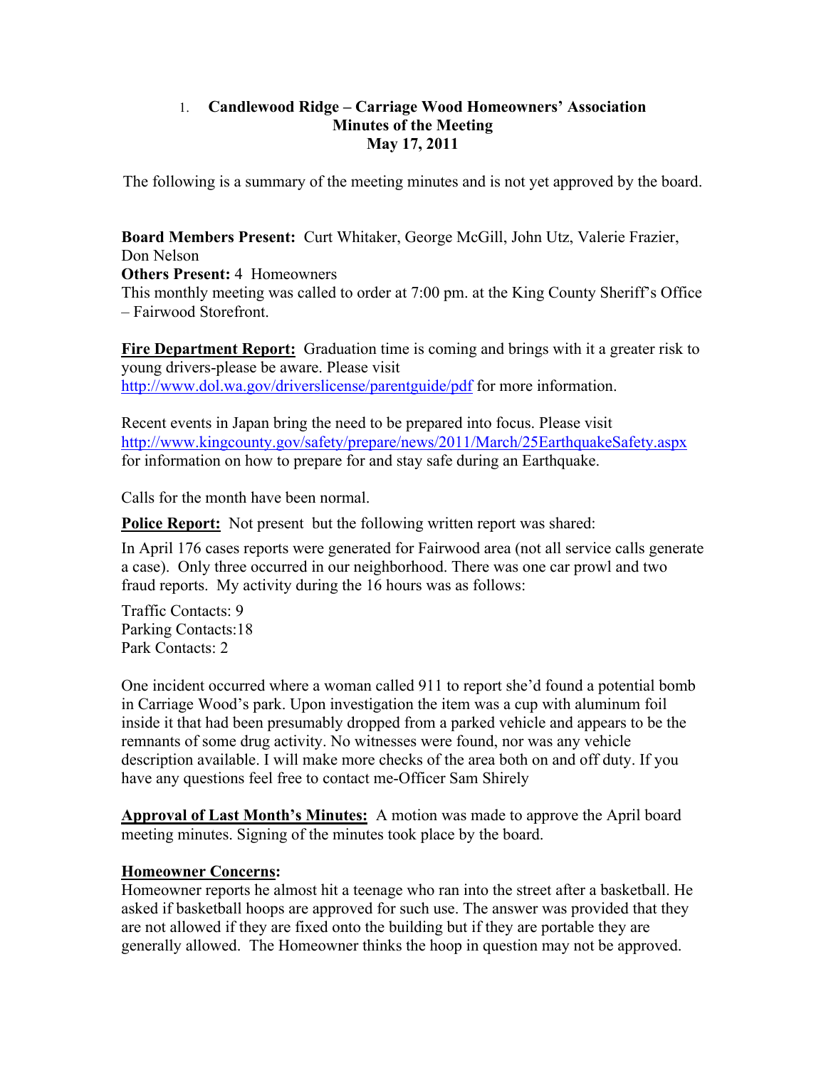1. **Candlewood Ridge – Carriage Wood Homeowners' Association Minutes of the Meeting May 17, 2011**

The following is a summary of the meeting minutes and is not yet approved by the board.

**Board Members Present:** Curt Whitaker, George McGill, John Utz, Valerie Frazier, Don Nelson
**Others Present:** 4 Homeowners
This monthly meeting was called to order at 7:00 pm. at the King County Sheriff's Office – Fairwood Storefront.

**Fire Department Report:** Graduation time is coming and brings with it a greater risk to young drivers-please be aware. Please visit http://www.dol.wa.gov/driverslicense/parentguide/pdf for more information.

Recent events in Japan bring the need to be prepared into focus. Please visit http://www.kingcounty.gov/safety/prepare/news/2011/March/25EarthquakeSafety.aspx for information on how to prepare for and stay safe during an Earthquake.

Calls for the month have been normal.

**Police Report:** Not present but the following written report was shared:

In April 176 cases reports were generated for Fairwood area (not all service calls generate a case). Only three occurred in our neighborhood. There was one car prowl and two fraud reports. My activity during the 16 hours was as follows:

Traffic Contacts: 9
Parking Contacts:18
Park Contacts: 2

One incident occurred where a woman called 911 to report she'd found a potential bomb in Carriage Wood's park. Upon investigation the item was a cup with aluminum foil inside it that had been presumably dropped from a parked vehicle and appears to be the remnants of some drug activity. No witnesses were found, nor was any vehicle description available. I will make more checks of the area both on and off duty. If you have any questions feel free to contact me-Officer Sam Shirely

**Approval of Last Month's Minutes:** A motion was made to approve the April board meeting minutes. Signing of the minutes took place by the board.

**Homeowner Concerns:**
Homeowner reports he almost hit a teenage who ran into the street after a basketball. He asked if basketball hoops are approved for such use. The answer was provided that they are not allowed if they are fixed onto the building but if they are portable they are generally allowed. The Homeowner thinks the hoop in question may not be approved.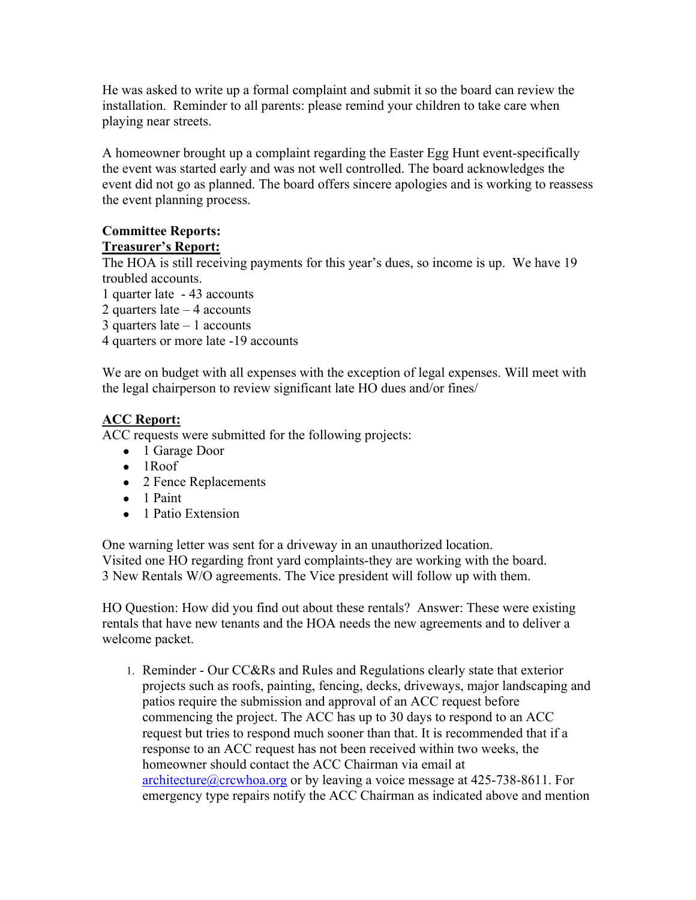He was asked to write up a formal complaint and submit it so the board can review the installation. Reminder to all parents: please remind your children to take care when playing near streets.

A homeowner brought up a complaint regarding the Easter Egg Hunt event-specifically the event was started early and was not well controlled. The board acknowledges the event did not go as planned. The board offers sincere apologies and is working to reassess the event planning process.

**Committee Reports:**

**Treasurer's Report:**

The HOA is still receiving payments for this year's dues, so income is up. We have 19 troubled accounts.

1 quarter late - 43 accounts
2 quarters late – 4 accounts
3 quarters late – 1 accounts
4 quarters or more late -19 accounts

We are on budget with all expenses with the exception of legal expenses. Will meet with the legal chairperson to review significant late HO dues and/or fines/

**ACC Report:**

ACC requests were submitted for the following projects:

- 1 Garage Door
- 1Roof
- 2 Fence Replacements
- 1 Paint
- 1 Patio Extension

One warning letter was sent for a driveway in an unauthorized location.
Visited one HO regarding front yard complaints-they are working with the board.
3 New Rentals W/O agreements. The Vice president will follow up with them.

HO Question: How did you find out about these rentals? Answer: These were existing rentals that have new tenants and the HOA needs the new agreements and to deliver a welcome packet.

1. Reminder - Our CC&Rs and Rules and Regulations clearly state that exterior projects such as roofs, painting, fencing, decks, driveways, major landscaping and patios require the submission and approval of an ACC request before commencing the project. The ACC has up to 30 days to respond to an ACC request but tries to respond much sooner than that. It is recommended that if a response to an ACC request has not been received within two weeks, the homeowner should contact the ACC Chairman via email at architecture@crcwhoa.org or by leaving a voice message at 425-738-8611. For emergency type repairs notify the ACC Chairman as indicated above and mention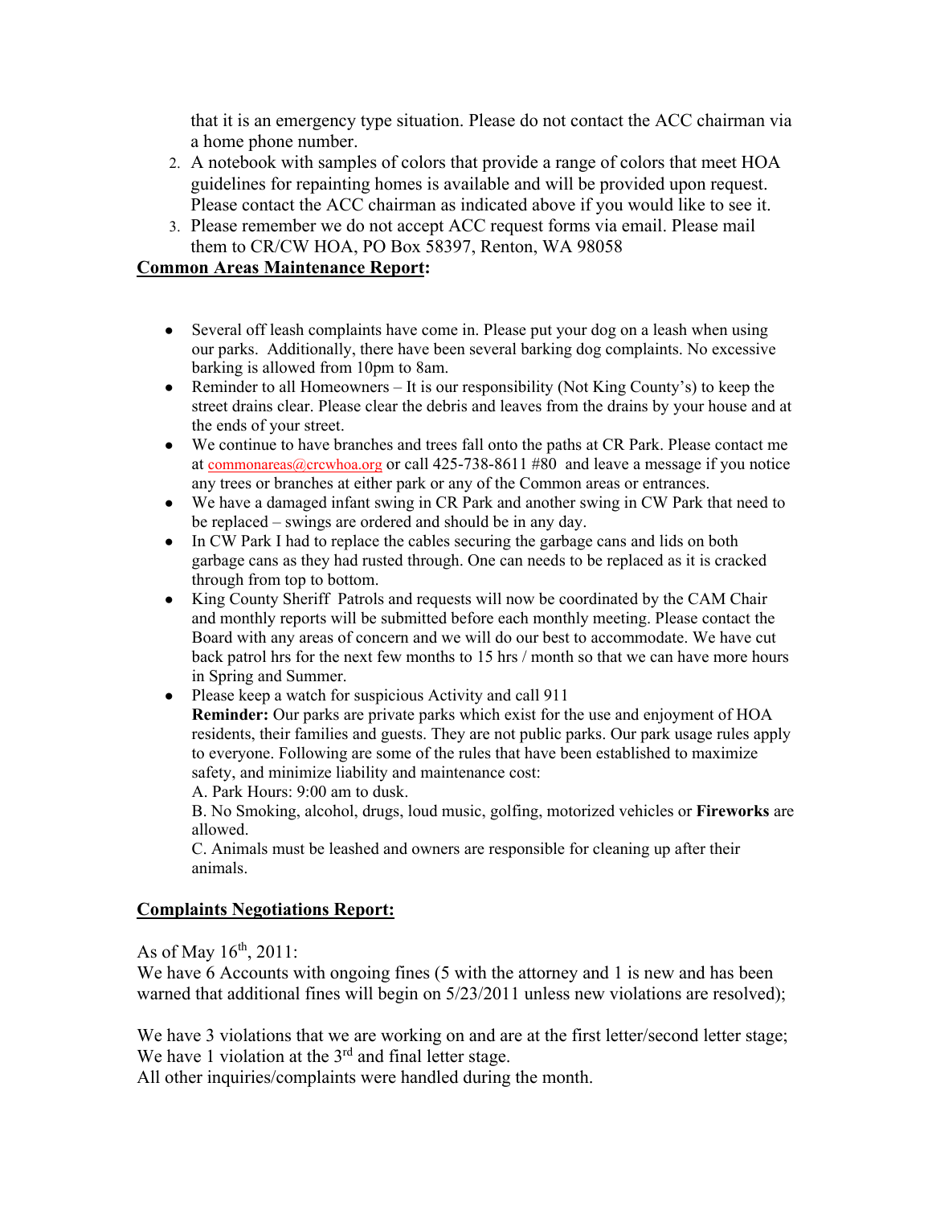that it is an emergency type situation. Please do not contact the ACC chairman via a home phone number.

2. A notebook with samples of colors that provide a range of colors that meet HOA guidelines for repainting homes is available and will be provided upon request. Please contact the ACC chairman as indicated above if you would like to see it.
3. Please remember we do not accept ACC request forms via email. Please mail them to CR/CW HOA, PO Box 58397, Renton, WA 98058

**Common Areas Maintenance Report:**

- Several off leash complaints have come in. Please put your dog on a leash when using our parks. Additionally, there have been several barking dog complaints. No excessive barking is allowed from 10pm to 8am.
- Reminder to all Homeowners – It is our responsibility (Not King County's) to keep the street drains clear. Please clear the debris and leaves from the drains by your house and at the ends of your street.
- We continue to have branches and trees fall onto the paths at CR Park. Please contact me at commonareas@crcwhoa.org or call 425-738-8611 #80 and leave a message if you notice any trees or branches at either park or any of the Common areas or entrances.
- We have a damaged infant swing in CR Park and another swing in CW Park that need to be replaced – swings are ordered and should be in any day.
- In CW Park I had to replace the cables securing the garbage cans and lids on both garbage cans as they had rusted through. One can needs to be replaced as it is cracked through from top to bottom.
- King County Sheriff Patrols and requests will now be coordinated by the CAM Chair and monthly reports will be submitted before each monthly meeting. Please contact the Board with any areas of concern and we will do our best to accommodate. We have cut back patrol hrs for the next few months to 15 hrs / month so that we can have more hours in Spring and Summer.
- Please keep a watch for suspicious Activity and call 911

  **Reminder:** Our parks are private parks which exist for the use and enjoyment of HOA residents, their families and guests. They are not public parks. Our park usage rules apply to everyone. Following are some of the rules that have been established to maximize safety, and minimize liability and maintenance cost:

  A. Park Hours: 9:00 am to dusk.

  B. No Smoking, alcohol, drugs, loud music, golfing, motorized vehicles or **Fireworks** are allowed.

  C. Animals must be leashed and owners are responsible for cleaning up after their animals.

**Complaints Negotiations Report:**

As of May 16th, 2011:

We have 6 Accounts with ongoing fines (5 with the attorney and 1 is new and has been warned that additional fines will begin on 5/23/2011 unless new violations are resolved);

We have 3 violations that we are working on and are at the first letter/second letter stage;
We have 1 violation at the 3rd and final letter stage.
All other inquiries/complaints were handled during the month.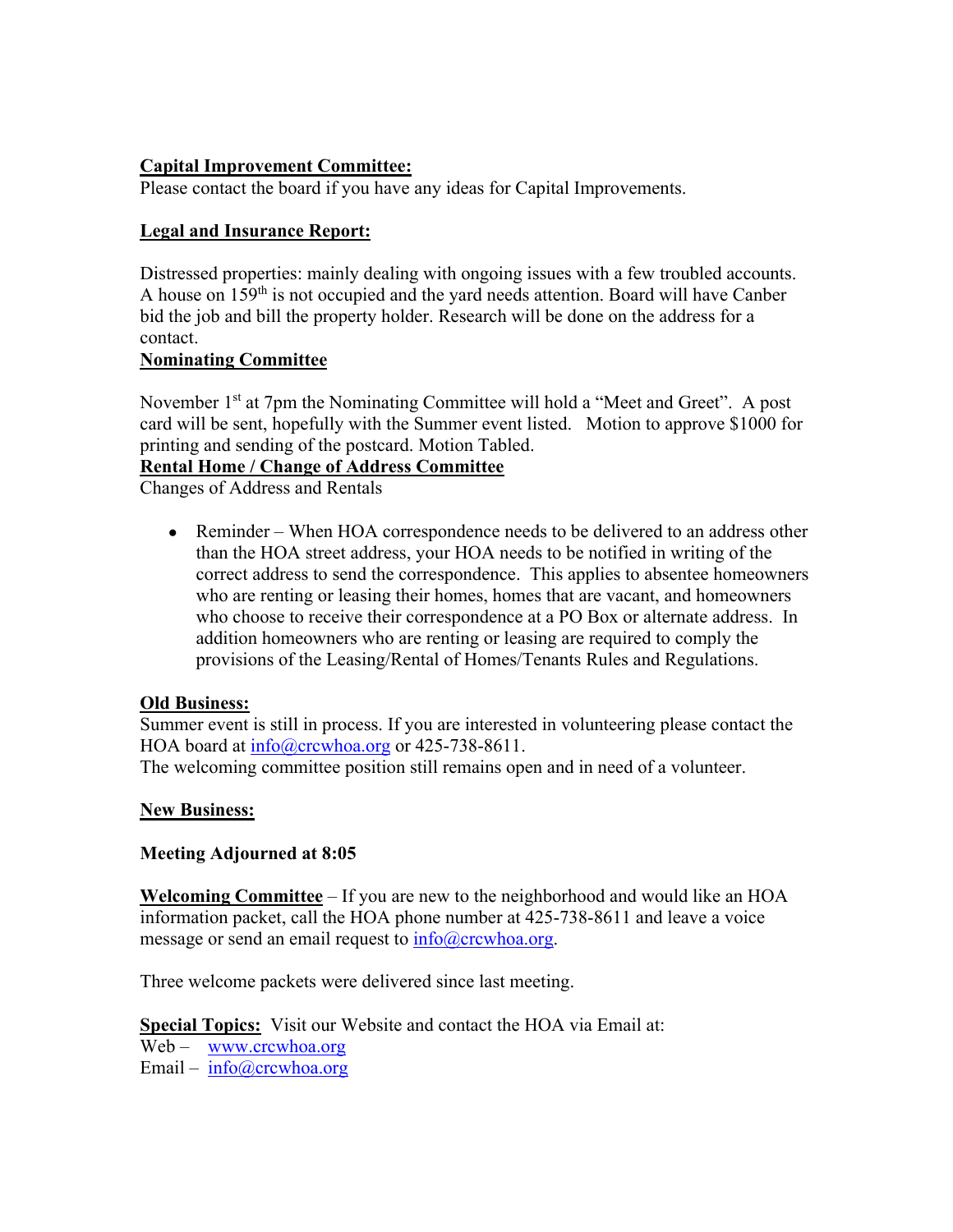**Capital Improvement Committee:**

Please contact the board if you have any ideas for Capital Improvements.

**Legal and Insurance Report:**

Distressed properties: mainly dealing with ongoing issues with a few troubled accounts. A house on 159th is not occupied and the yard needs attention. Board will have Canber bid the job and bill the property holder. Research will be done on the address for a contact.

**Nominating Committee**

November 1st at 7pm the Nominating Committee will hold a "Meet and Greet". A post card will be sent, hopefully with the Summer event listed. Motion to approve $1000 for printing and sending of the postcard. Motion Tabled.

**Rental Home / Change of Address Committee**

Changes of Address and Rentals

- Reminder – When HOA correspondence needs to be delivered to an address other than the HOA street address, your HOA needs to be notified in writing of the correct address to send the correspondence. This applies to absentee homeowners who are renting or leasing their homes, homes that are vacant, and homeowners who choose to receive their correspondence at a PO Box or alternate address. In addition homeowners who are renting or leasing are required to comply the provisions of the Leasing/Rental of Homes/Tenants Rules and Regulations.

**Old Business:**

Summer event is still in process. If you are interested in volunteering please contact the HOA board at info@crcwhoa.org or 425-738-8611.

The welcoming committee position still remains open and in need of a volunteer.

**New Business:**

**Meeting Adjourned at 8:05**

**Welcoming Committee** – If you are new to the neighborhood and would like an HOA information packet, call the HOA phone number at 425-738-8611 and leave a voice message or send an email request to info@crcwhoa.org.

Three welcome packets were delivered since last meeting.

**Special Topics:** Visit our Website and contact the HOA via Email at:

Web – www.crcwhoa.org

Email – info@crcwhoa.org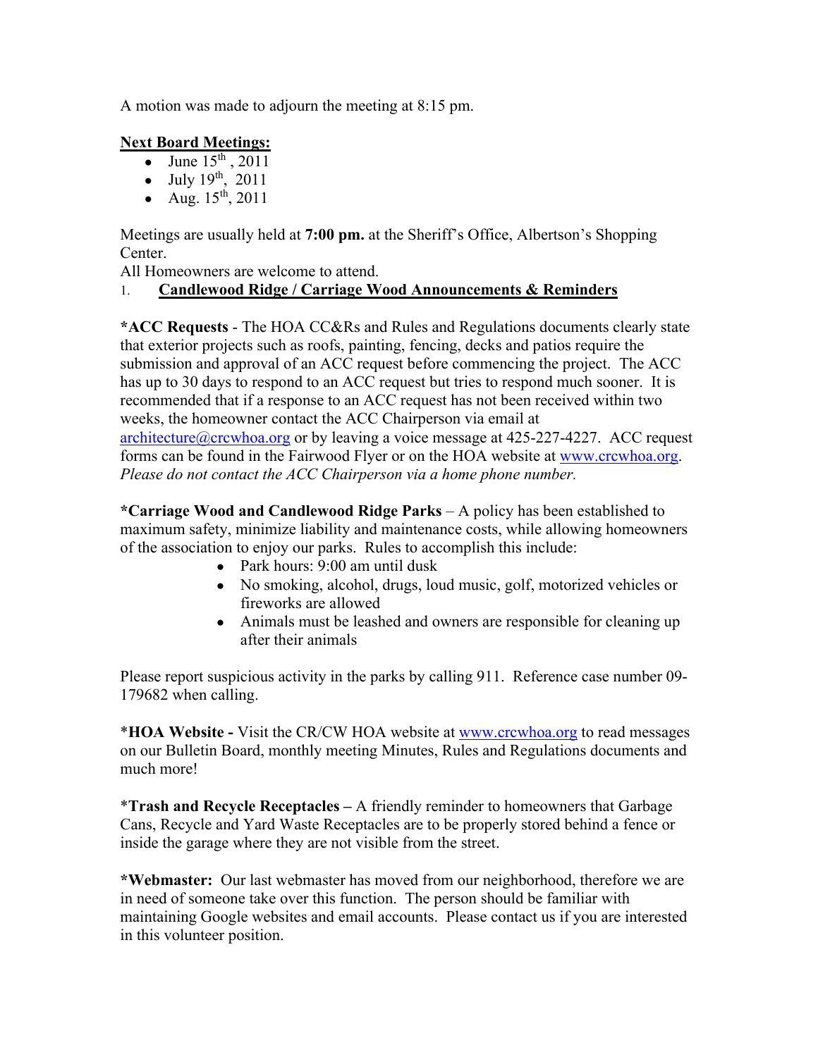A motion was made to adjourn the meeting at 8:15 pm.

**Next Board Meetings:**

- June 15th , 2011
- July 19th, 2011
- Aug. 15th, 2011

Meetings are usually held at **7:00 pm.** at the Sheriff's Office, Albertson's Shopping Center.

All Homeowners are welcome to attend.

## 1. Candlewood Ridge / Carriage Wood Announcements & Reminders

***ACC Requests** - The HOA CC&Rs and Rules and Regulations documents clearly state that exterior projects such as roofs, painting, fencing, decks and patios require the submission and approval of an ACC request before commencing the project. The ACC has up to 30 days to respond to an ACC request but tries to respond much sooner. It is recommended that if a response to an ACC request has not been received within two weeks, the homeowner contact the ACC Chairperson via email at architecture@crcwhoa.org or by leaving a voice message at 425-227-4227. ACC request forms can be found in the Fairwood Flyer or on the HOA website at www.crcwhoa.org. *Please do not contact the ACC Chairperson via a home phone number.*

***Carriage Wood and Candlewood Ridge Parks** – A policy has been established to maximum safety, minimize liability and maintenance costs, while allowing homeowners of the association to enjoy our parks. Rules to accomplish this include:

- Park hours: 9:00 am until dusk
- No smoking, alcohol, drugs, loud music, golf, motorized vehicles or fireworks are allowed
- Animals must be leashed and owners are responsible for cleaning up after their animals

Please report suspicious activity in the parks by calling 911. Reference case number 09-179682 when calling.

***HOA Website -** Visit the CR/CW HOA website at www.crcwhoa.org to read messages on our Bulletin Board, monthly meeting Minutes, Rules and Regulations documents and much more!

***Trash and Recycle Receptacles –** A friendly reminder to homeowners that Garbage Cans, Recycle and Yard Waste Receptacles are to be properly stored behind a fence or inside the garage where they are not visible from the street.

***Webmaster:** Our last webmaster has moved from our neighborhood, therefore we are in need of someone take over this function. The person should be familiar with maintaining Google websites and email accounts. Please contact us if you are interested in this volunteer position.